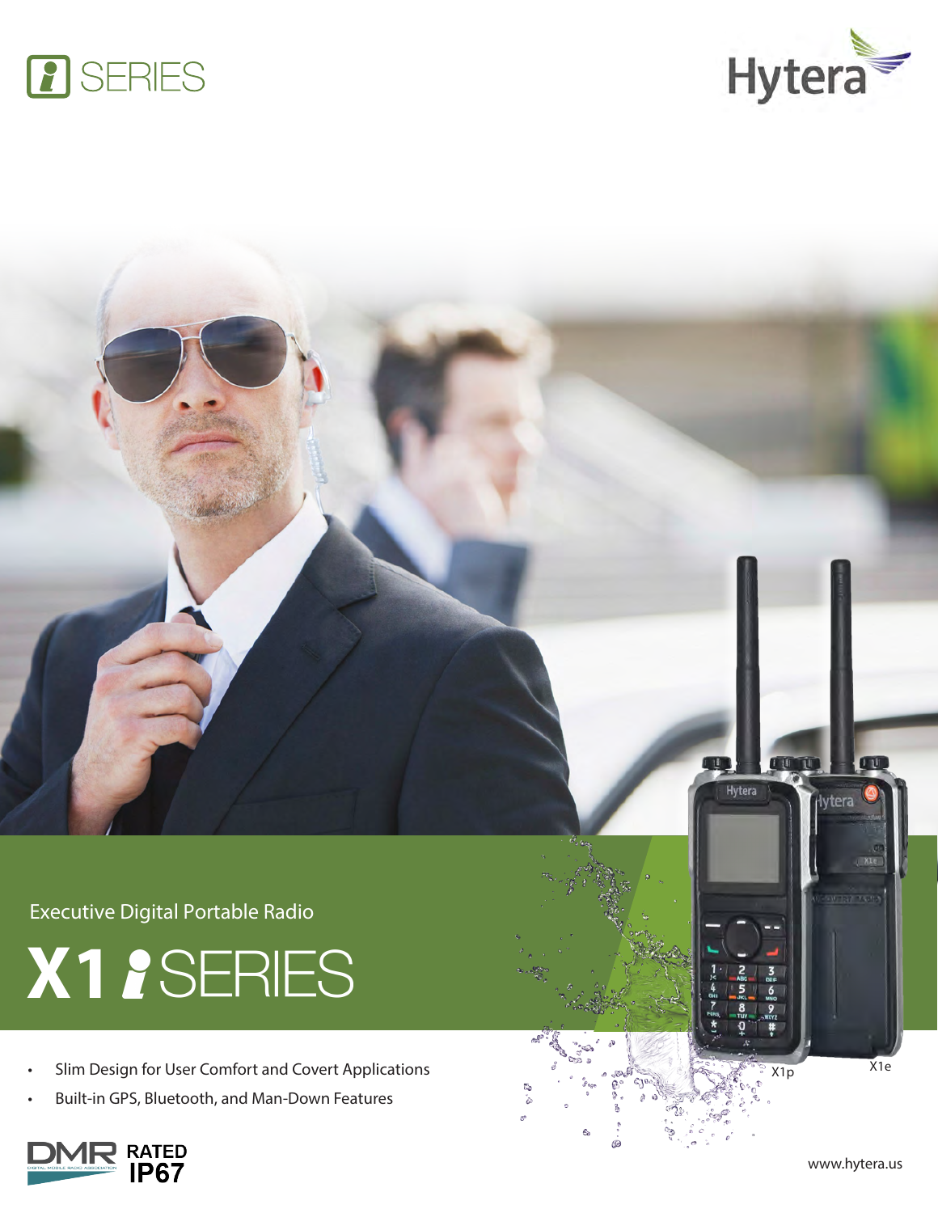i SERIES

Hytera

Executive Digital Portable Radio

# X1 i SERIES

- Slim Design for User Comfort and Covert Applications
- Built-in GPS, Bluetooth, and Man-Down Features

X1p

X1e

DMR RATED IP67

www.hytera.us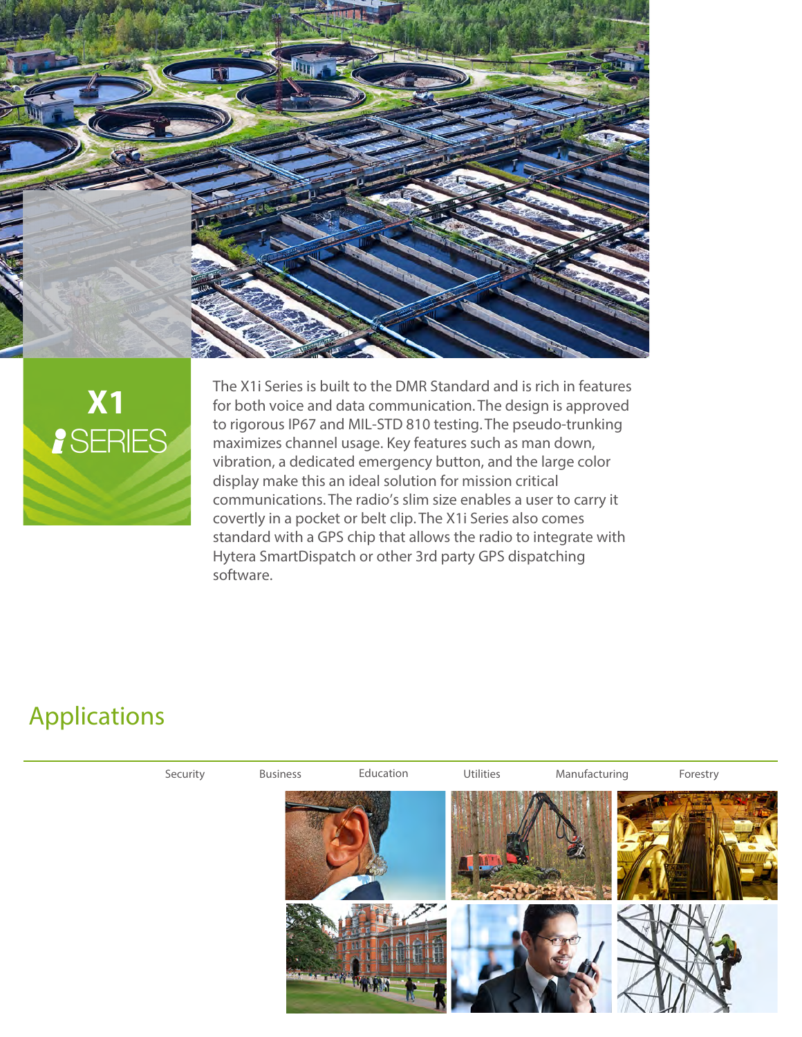**X1 *i* SERIES**

The X1i Series is built to the DMR Standard and is rich in features for both voice and data communication. The design is approved to rigorous IP67 and MIL-STD 810 testing. The pseudo-trunking maximizes channel usage. Key features such as man down, vibration, a dedicated emergency button, and the large color display make this an ideal solution for mission critical communications. The radio's slim size enables a user to carry it covertly in a pocket or belt clip. The X1i Series also comes standard with a GPS chip that allows the radio to integrate with Hytera SmartDispatch or other 3rd party GPS dispatching software.

## Applications

Security · Business · Education · Utilities · Manufacturing · Forestry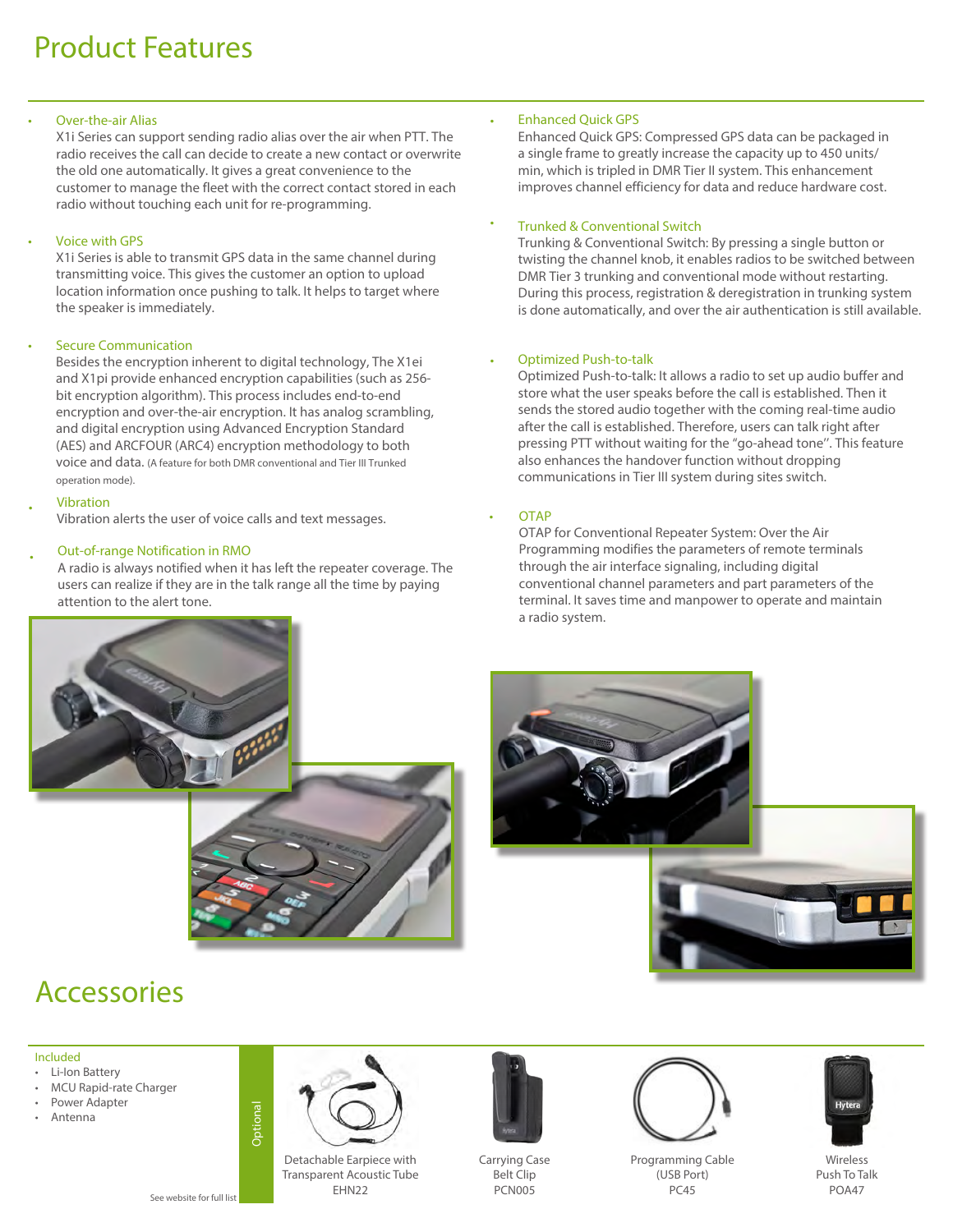# Product Features

- **Over-the-air Alias**
  X1i Series can support sending radio alias over the air when PTT. The radio receives the call can decide to create a new contact or overwrite the old one automatically. It gives a great convenience to the customer to manage the fleet with the correct contact stored in each radio without touching each unit for re-programming.

- **Voice with GPS**
  X1i Series is able to transmit GPS data in the same channel during transmitting voice. This gives the customer an option to upload location information once pushing to talk. It helps to target where the speaker is immediately.

- **Secure Communication**
  Besides the encryption inherent to digital technology, The X1ei and X1pi provide enhanced encryption capabilities (such as 256-bit encryption algorithm). This process includes end-to-end encryption and over-the-air encryption. It has analog scrambling, and digital encryption using Advanced Encryption Standard (AES) and ARCFOUR (ARC4) encryption methodology to both voice and data. (A feature for both DMR conventional and Tier III Trunked operation mode).

- **Vibration**
  Vibration alerts the user of voice calls and text messages.

- **Out-of-range Notification in RMO**
  A radio is always notified when it has left the repeater coverage. The users can realize if they are in the talk range all the time by paying attention to the alert tone.

- **Enhanced Quick GPS**
  Enhanced Quick GPS: Compressed GPS data can be packaged in a single frame to greatly increase the capacity up to 450 units/min, which is tripled in DMR Tier II system. This enhancement improves channel efficiency for data and reduce hardware cost.

- **Trunked & Conventional Switch**
  Trunking & Conventional Switch: By pressing a single button or twisting the channel knob, it enables radios to be switched between DMR Tier 3 trunking and conventional mode without restarting. During this process, registration & deregistration in trunking system is done automatically, and over the air authentication is still available.

- **Optimized Push-to-talk**
  Optimized Push-to-talk: It allows a radio to set up audio buffer and store what the user speaks before the call is established. Then it sends the stored audio together with the coming real-time audio after the call is established. Therefore, users can talk right after pressing PTT without waiting for the "go-ahead tone". This feature also enhances the handover function without dropping communications in Tier III system during sites switch.

- **OTAP**
  OTAP for Conventional Repeater System: Over the Air Programming modifies the parameters of remote terminals through the air interface signaling, including digital conventional channel parameters and part parameters of the terminal. It saves time and manpower to operate and maintain a radio system.

# Accessories

**Included**

- Li-Ion Battery
- MCU Rapid-rate Charger
- Power Adapter
- Antenna

See website for full list

**Optional**

- Detachable Earpiece with Transparent Acoustic Tube EHN22
- Carrying Case Belt Clip PCN005
- Programming Cable (USB Port) PC45
- Wireless Push To Talk POA47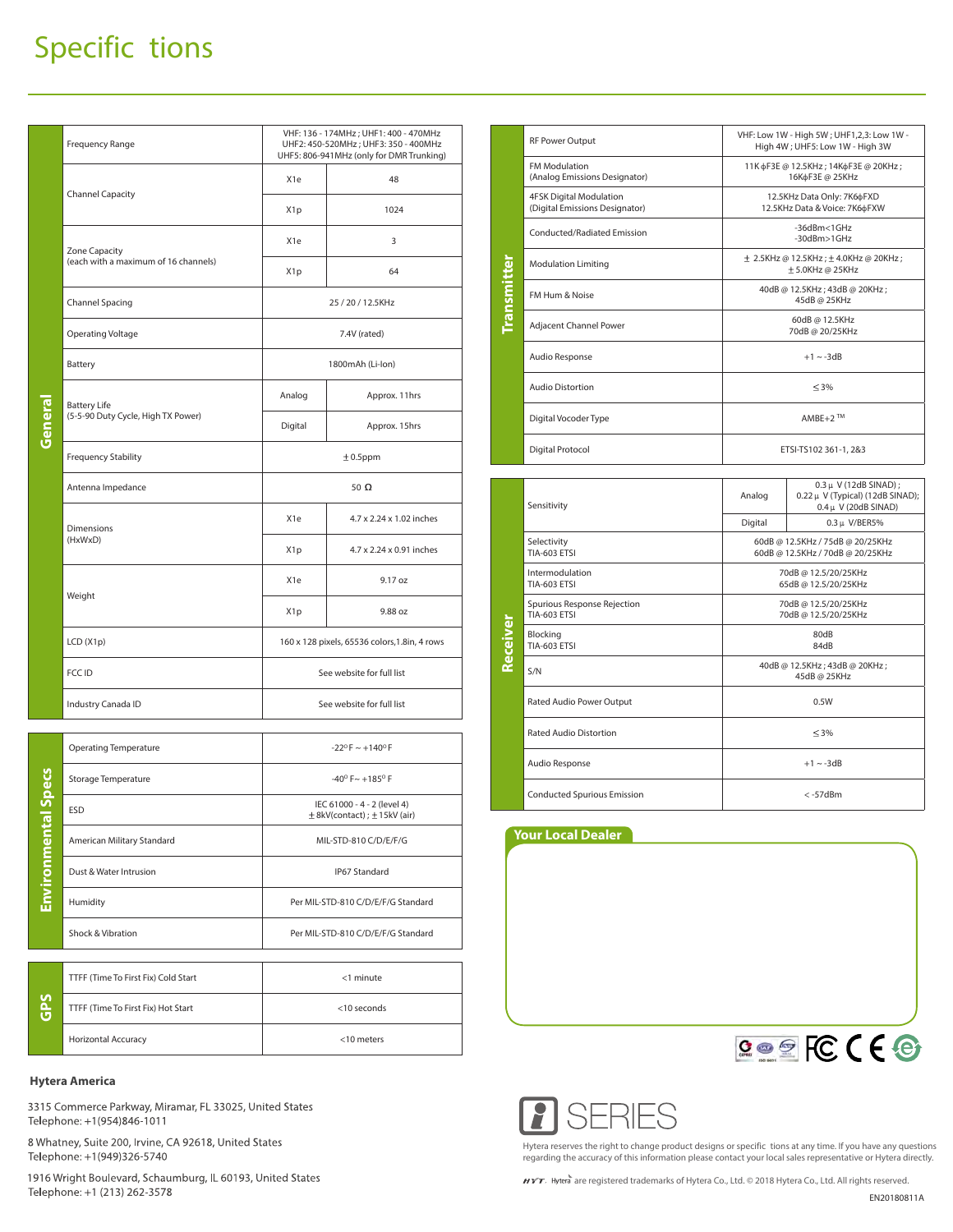# Specific tions

## General

| | | |
|---|---|---|
| Frequency Range | VHF: 136 - 174MHz ; UHF1: 400 - 470MHz UHF2: 450-520MHz ; UHF3: 350 - 400MHz UHF5: 806-941MHz (only for DMR Trunking) | |
| Channel Capacity | X1e | 48 |
| | X1p | 1024 |
| Zone Capacity (each with a maximum of 16 channels) | X1e | 3 |
| | X1p | 64 |
| Channel Spacing | 25 / 20 / 12.5KHz | |
| Operating Voltage | 7.4V (rated) | |
| Battery | 1800mAh (Li-Ion) | |
| Battery Life (5-5-90 Duty Cycle, High TX Power) | Analog | Approx. 11hrs |
| | Digital | Approx. 15hrs |
| Frequency Stability | ±0.5ppm | |
| Antenna Impedance | 50 Ω | |
| Dimensions (HxWxD) | X1e | 4.7 x 2.24 x 1.02 inches |
| | X1p | 4.7 x 2.24 x 0.91 inches |
| Weight | X1e | 9.17 oz |
| | X1p | 9.88 oz |
| LCD (X1p) | 160 x 128 pixels, 65536 colors,1.8in, 4 rows | |
| FCC ID | See website for full list | |
| Industry Canada ID | See website for full list | |

## Environmental Specs

| | |
|---|---|
| Operating Temperature | -22°F ~ +140°F |
| Storage Temperature | -40°F~ +185°F |
| ESD | IEC 61000 - 4 - 2 (level 4) ±8kV(contact) ; ±15kV (air) |
| American Military Standard | MIL-STD-810 C/D/E/F/G |
| Dust & Water Intrusion | IP67 Standard |
| Humidity | Per MIL-STD-810 C/D/E/F/G Standard |
| Shock & Vibration | Per MIL-STD-810 C/D/E/F/G Standard |

## GPS

| | |
|---|---|
| TTFF (Time To First Fix) Cold Start | <1 minute |
| TTFF (Time To First Fix) Hot Start | <10 seconds |
| Horizontal Accuracy | <10 meters |

## Transmitter

| | |
|---|---|
| RF Power Output | VHF: Low 1W - High 5W ; UHF1,2,3: Low 1W - High 4W ; UHF5: Low 1W - High 3W |
| FM Modulation (Analog Emissions Designator) | 11K ϕF3E @ 12.5KHz ; 14KϕF3E @ 20KHz ; 16KϕF3E @ 25KHz |
| 4FSK Digital Modulation (Digital Emissions Designator) | 12.5KHz Data Only: 7K6ϕFXD 12.5KHz Data & Voice: 7K6ϕFXW |
| Conducted/Radiated Emission | -36dBm<1GHz -30dBm>1GHz |
| Modulation Limiting | ± 2.5KHz @ 12.5KHz ; ± 4.0KHz @ 20KHz ; ± 5.0KHz @ 25KHz |
| FM Hum & Noise | 40dB @ 12.5KHz ; 43dB @ 20KHz ; 45dB @ 25KHz |
| Adjacent Channel Power | 60dB @ 12.5KHz 70dB @ 20/25KHz |
| Audio Response | +1 ~ -3dB |
| Audio Distortion | ≤3% |
| Digital Vocoder Type | AMBE+2 ™ |
| Digital Protocol | ETSI-TS102 361-1, 2&3 |

## Receiver

| | | |
|---|---|---|
| Sensitivity | Analog | 0.3μ V (12dB SINAD) ; 0.22μ V (Typical) (12dB SINAD); 0.4μ V (20dB SINAD) |
| | Digital | 0.3μ V/BER5% |
| Selectivity TIA-603 ETSI | 60dB @ 12.5KHz / 75dB @ 20/25KHz 60dB @ 12.5KHz / 70dB @ 20/25KHz | |
| Intermodulation TIA-603 ETSI | 70dB @ 12.5/20/25KHz 65dB @ 12.5/20/25KHz | |
| Spurious Response Rejection TIA-603 ETSI | 70dB @ 12.5/20/25KHz 70dB @ 12.5/20/25KHz | |
| Blocking TIA-603 ETSI | 80dB 84dB | |
| S/N | 40dB @ 12.5KHz ; 43dB @ 20KHz ; 45dB @ 25KHz | |
| Rated Audio Power Output | 0.5W | |
| Rated Audio Distortion | ≤3% | |
| Audio Response | +1 ~ -3dB | |
| Conducted Spurious Emission | < -57dBm | |

**Your Local Dealer**

**Hytera America**

3315 Commerce Parkway, Miramar, FL 33025, United States
Telephone: +1(954)846-1011

8 Whatney, Suite 200, Irvine, CA 92618, United States
Telephone: +1(949)326-5740

1916 Wright Boulevard, Schaumburg, IL 60193, United States
Telephone: +1 (213) 262-3578

i SERIES

Hytera reserves the right to change product designs or specific tions at any time. If you have any questions regarding the accuracy of this information please contact your local sales representative or Hytera directly.

HYT, Hytera are registered trademarks of Hytera Co., Ltd. © 2018 Hytera Co., Ltd. All rights reserved.

EN20180811A